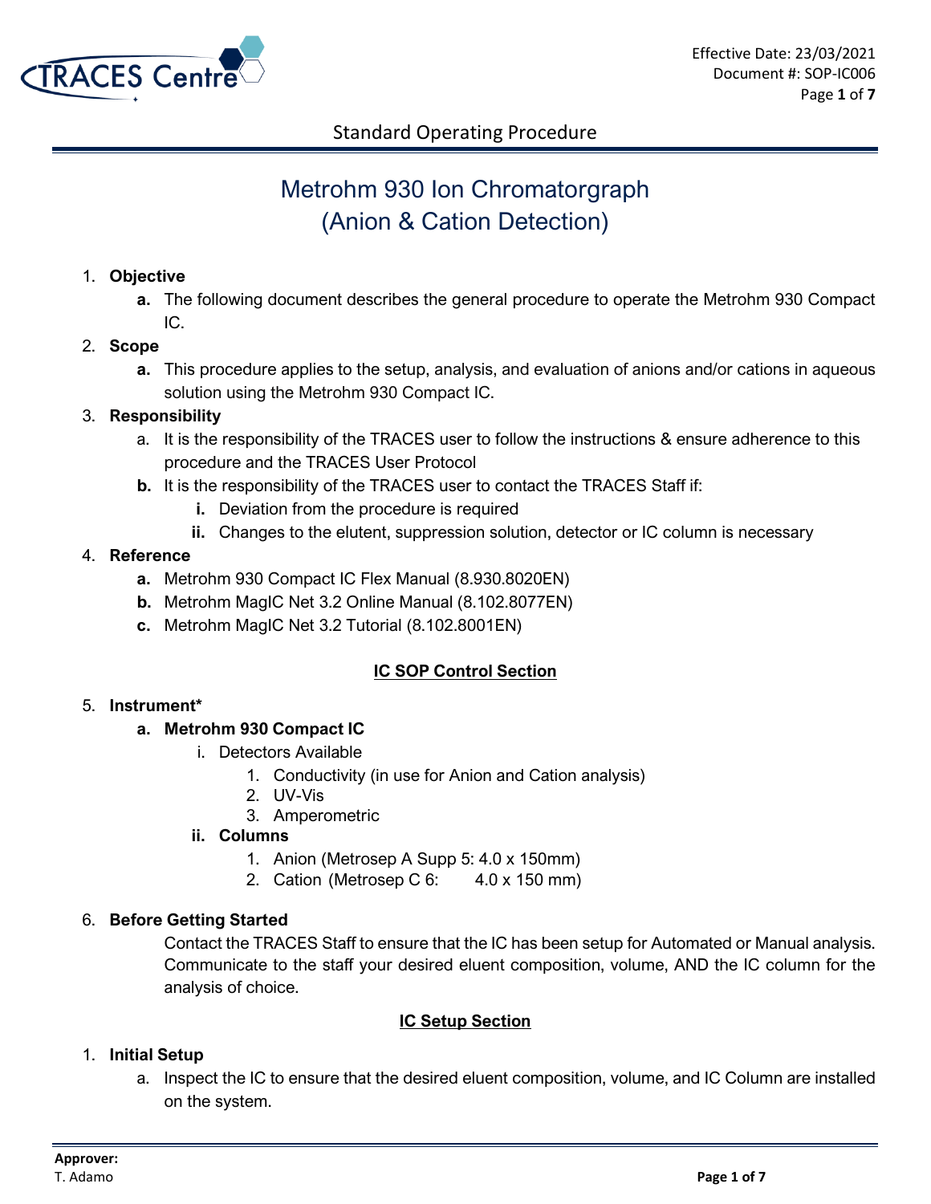Effective Date: 23/03/2021
Document #: SOP-IC006

Standard Operating Procedure

# Metrohm 930 Ion Chromatorgraph (Anion & Cation Detection)

1. **Objective**
   - **a.** The following document describes the general procedure to operate the Metrohm 930 Compact IC.
2. **Scope**
   - **a.** This procedure applies to the setup, analysis, and evaluation of anions and/or cations in aqueous solution using the Metrohm 930 Compact IC.
3. **Responsibility**
   - a. It is the responsibility of the TRACES user to follow the instructions & ensure adherence to this procedure and the TRACES User Protocol
   - **b.** It is the responsibility of the TRACES user to contact the TRACES Staff if:
     - **i.** Deviation from the procedure is required
     - **ii.** Changes to the elutent, suppression solution, detector or IC column is necessary
4. **Reference**
   - **a.** Metrohm 930 Compact IC Flex Manual (8.930.8020EN)
   - **b.** Metrohm MagIC Net 3.2 Online Manual (8.102.8077EN)
   - **c.** Metrohm MagIC Net 3.2 Tutorial (8.102.8001EN)

## IC SOP Control Section

5. **Instrument***
   - **a. Metrohm 930 Compact IC**
     - i. Detectors Available
       1. Conductivity (in use for Anion and Cation analysis)
       2. UV-Vis
       3. Amperometric
     - **ii. Columns**
       1. Anion (Metrosep A Supp 5: 4.0 x 150mm)
       2. Cation (Metrosep C 6: 4.0 x 150 mm)
6. **Before Getting Started**

   Contact the TRACES Staff to ensure that the IC has been setup for Automated or Manual analysis. Communicate to the staff your desired eluent composition, volume, AND the IC column for the analysis of choice.

## IC Setup Section

1. **Initial Setup**
   - a. Inspect the IC to ensure that the desired eluent composition, volume, and IC Column are installed on the system.

**Approver:**
T. Adamo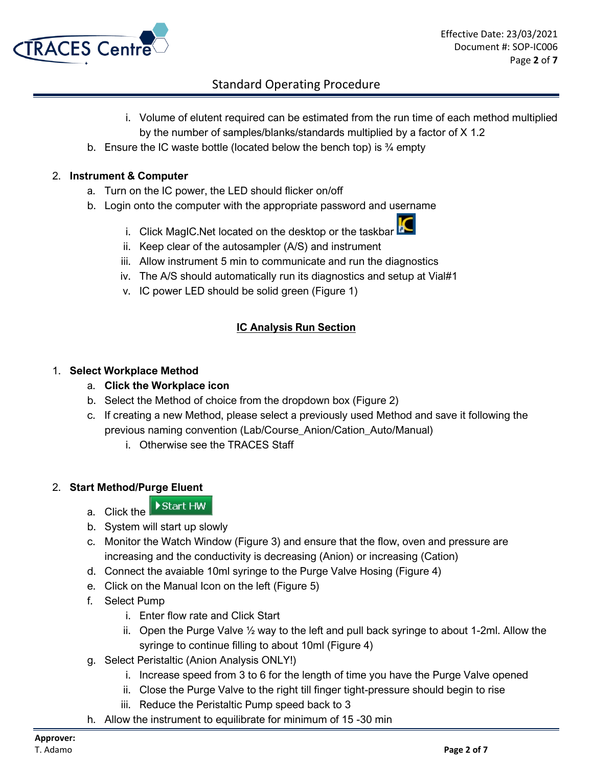i. Volume of elutent required can be estimated from the run time of each method multiplied by the number of samples/blanks/standards multiplied by a factor of X 1.2

b. Ensure the IC waste bottle (located below the bench top) is ¾ empty

2. **Instrument & Computer**
   a. Turn on the IC power, the LED should flicker on/off
   b. Login onto the computer with the appropriate password and username
      i. Click MagIC.Net located on the desktop or the taskbar
      ii. Keep clear of the autosampler (A/S) and instrument
      iii. Allow instrument 5 min to communicate and run the diagnostics
      iv. The A/S should automatically run its diagnostics and setup at Vial#1
      v. IC power LED should be solid green (Figure 1)

## IC Analysis Run Section

1. **Select Workplace Method**
   a. **Click the Workplace icon**
   b. Select the Method of choice from the dropdown box (Figure 2)
   c. If creating a new Method, please select a previously used Method and save it following the previous naming convention (Lab/Course_Anion/Cation_Auto/Manual)
      i. Otherwise see the TRACES Staff

2. **Start Method/Purge Eluent**
   a. Click the Start HW
   b. System will start up slowly
   c. Monitor the Watch Window (Figure 3) and ensure that the flow, oven and pressure are increasing and the conductivity is decreasing (Anion) or increasing (Cation)
   d. Connect the avaiable 10ml syringe to the Purge Valve Hosing (Figure 4)
   e. Click on the Manual Icon on the left (Figure 5)
   f. Select Pump
      i. Enter flow rate and Click Start
      ii. Open the Purge Valve ½ way to the left and pull back syringe to about 1-2ml. Allow the syringe to continue filling to about 10ml (Figure 4)
   g. Select Peristaltic (Anion Analysis ONLY!)
      i. Increase speed from 3 to 6 for the length of time you have the Purge Valve opened
      ii. Close the Purge Valve to the right till finger tight-pressure should begin to rise
      iii. Reduce the Peristaltic Pump speed back to 3
   h. Allow the instrument to equilibrate for minimum of 15 -30 min

**Approver:**
T. Adamo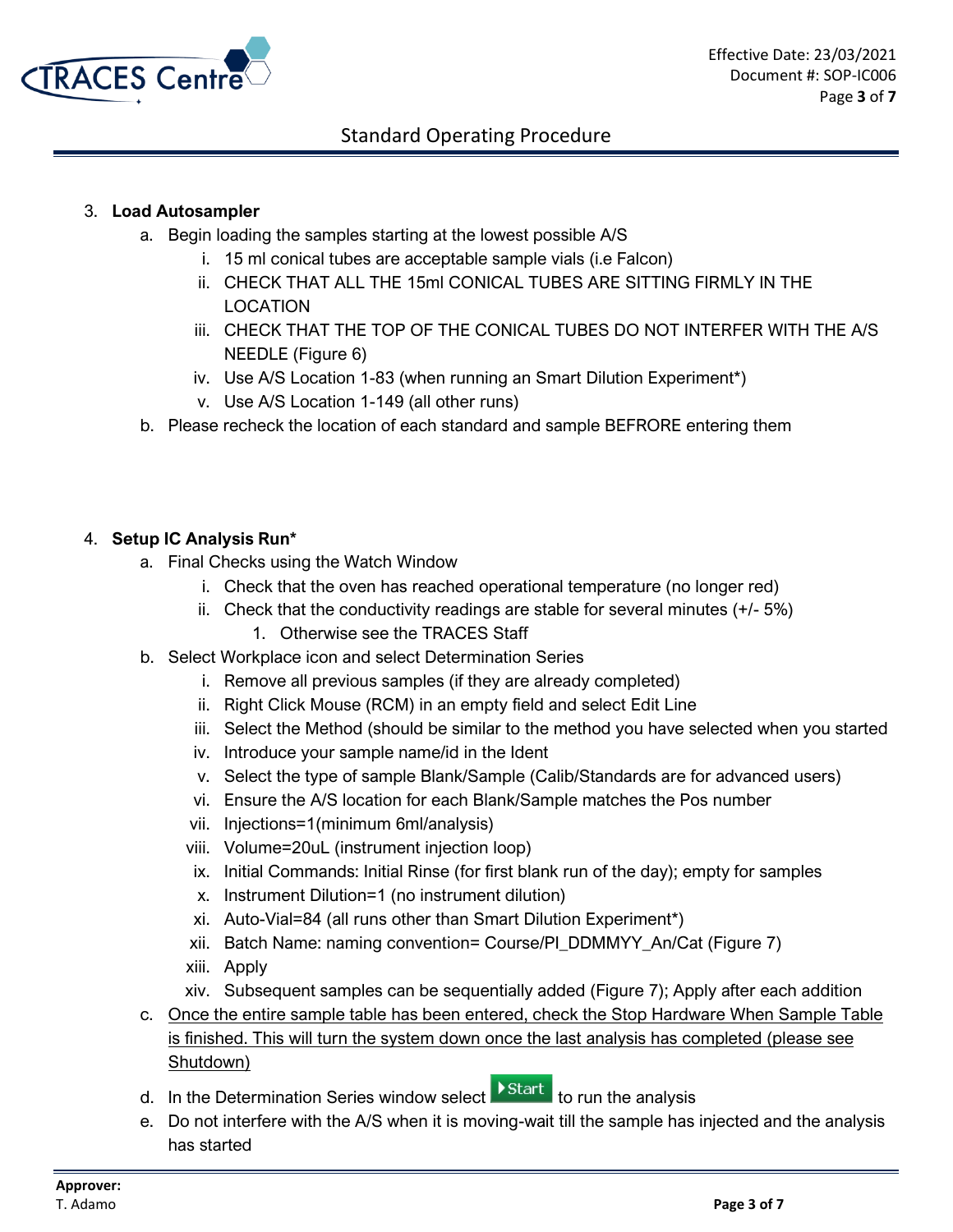3. **Load Autosampler**
   a. Begin loading the samples starting at the lowest possible A/S
      i. 15 ml conical tubes are acceptable sample vials (i.e Falcon)
      ii. CHECK THAT ALL THE 15ml CONICAL TUBES ARE SITTING FIRMLY IN THE LOCATION
      iii. CHECK THAT THE TOP OF THE CONICAL TUBES DO NOT INTERFER WITH THE A/S NEEDLE (Figure 6)
      iv. Use A/S Location 1-83 (when running an Smart Dilution Experiment*)
      v. Use A/S Location 1-149 (all other runs)
   b. Please recheck the location of each standard and sample BEFRORE entering them

4. **Setup IC Analysis Run***
   a. Final Checks using the Watch Window
      i. Check that the oven has reached operational temperature (no longer red)
      ii. Check that the conductivity readings are stable for several minutes (+/- 5%)
         1. Otherwise see the TRACES Staff
   b. Select Workplace icon and select Determination Series
      i. Remove all previous samples (if they are already completed)
      ii. Right Click Mouse (RCM) in an empty field and select Edit Line
      iii. Select the Method (should be similar to the method you have selected when you started
      iv. Introduce your sample name/id in the Ident
      v. Select the type of sample Blank/Sample (Calib/Standards are for advanced users)
      vi. Ensure the A/S location for each Blank/Sample matches the Pos number
      vii. Injections=1(minimum 6ml/analysis)
      viii. Volume=20uL (instrument injection loop)
      ix. Initial Commands: Initial Rinse (for first blank run of the day); empty for samples
      x. Instrument Dilution=1 (no instrument dilution)
      xi. Auto-Vial=84 (all runs other than Smart Dilution Experiment*)
      xii. Batch Name: naming convention= Course/PI_DDMMYY_An/Cat (Figure 7)
      xiii. Apply
      xiv. Subsequent samples can be sequentially added (Figure 7); Apply after each addition
   c. <u>Once the entire sample table has been entered, check the Stop Hardware When Sample Table is finished. This will turn the system down once the last analysis has completed (please see Shutdown)</u>
   d. In the Determination Series window select ▶Start to run the analysis
   e. Do not interfere with the A/S when it is moving-wait till the sample has injected and the analysis has started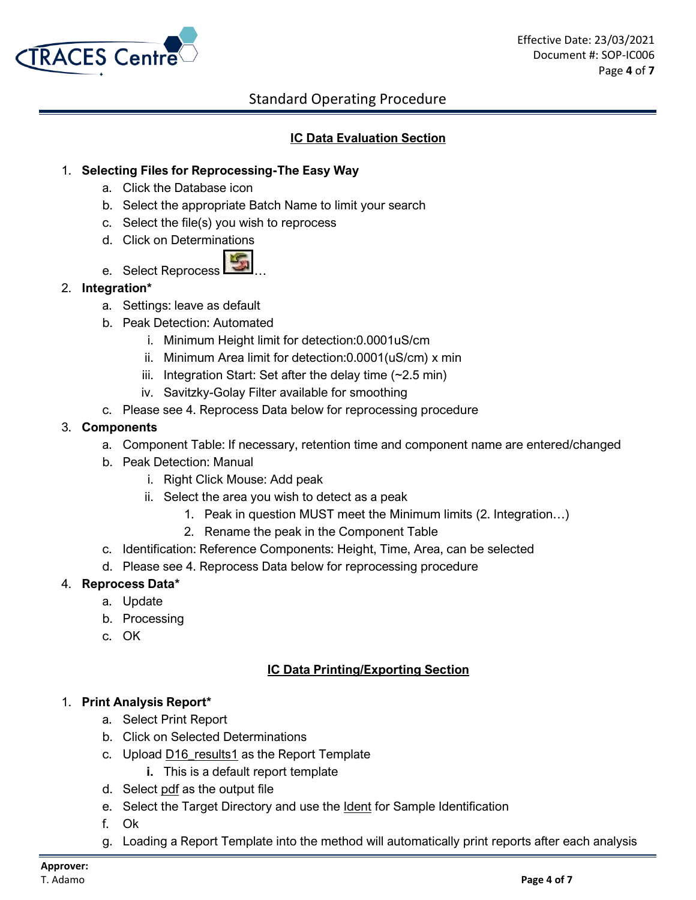## IC Data Evaluation Section

1. **Selecting Files for Reprocessing-The Easy Way**
    a. Click the Database icon
    b. Select the appropriate Batch Name to limit your search
    c. Select the file(s) you wish to reprocess
    d. Click on Determinations
    e. Select Reprocess …
2. **Integration***
    a. Settings: leave as default
    b. Peak Detection: Automated
        i. Minimum Height limit for detection:0.0001uS/cm
        ii. Minimum Area limit for detection:0.0001(uS/cm) x min
        iii. Integration Start: Set after the delay time (~2.5 min)
        iv. Savitzky-Golay Filter available for smoothing
    c. Please see 4. Reprocess Data below for reprocessing procedure
3. **Components**
    a. Component Table: If necessary, retention time and component name are entered/changed
    b. Peak Detection: Manual
        i. Right Click Mouse: Add peak
        ii. Select the area you wish to detect as a peak
            1. Peak in question MUST meet the Minimum limits (2. Integration…)
            2. Rename the peak in the Component Table
    c. Identification: Reference Components: Height, Time, Area, can be selected
    d. Please see 4. Reprocess Data below for reprocessing procedure
4. **Reprocess Data***
    a. Update
    b. Processing
    c. OK

## IC Data Printing/Exporting Section

1. **Print Analysis Report***
    a. Select Print Report
    b. Click on Selected Determinations
    c. Upload D16_results1 as the Report Template
        **i.** This is a default report template
    d. Select pdf as the output file
    e. Select the Target Directory and use the Ident for Sample Identification
    f. Ok
    g. Loading a Report Template into the method will automatically print reports after each analysis

**Approver:**
T. Adamo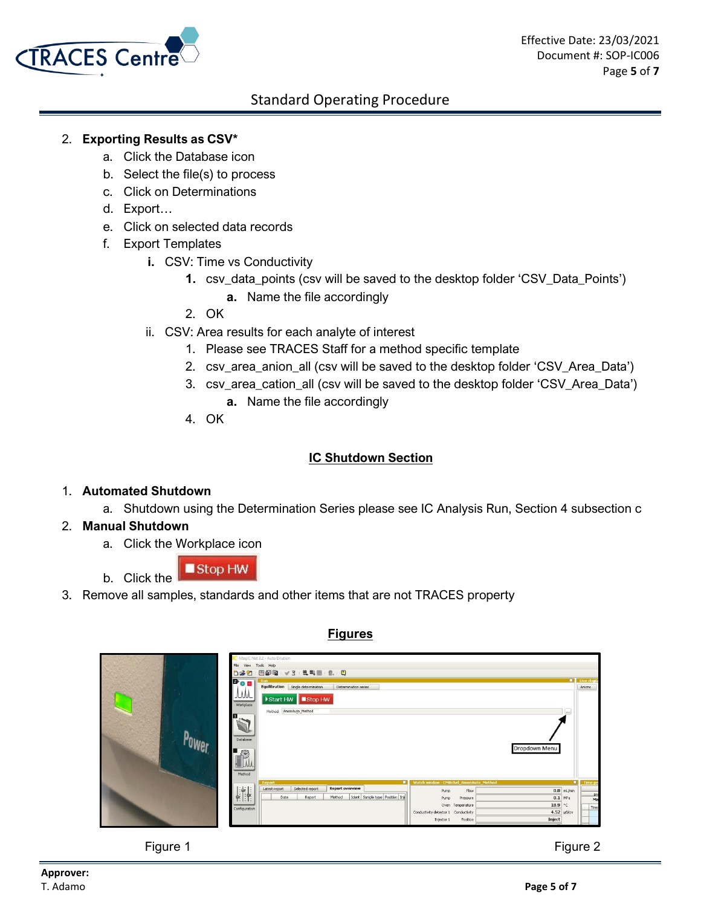2. **Exporting Results as CSV***
    a. Click the Database icon
    b. Select the file(s) to process
    c. Click on Determinations
    d. Export…
    e. Click on selected data records
    f. Export Templates
        **i.** CSV: Time vs Conductivity
            **1.** csv_data_points (csv will be saved to the desktop folder 'CSV_Data_Points')
                **a.** Name the file accordingly
            2. OK
        ii. CSV: Area results for each analyte of interest
            1. Please see TRACES Staff for a method specific template
            2. csv_area_anion_all (csv will be saved to the desktop folder 'CSV_Area_Data')
            3. csv_area_cation_all (csv will be saved to the desktop folder 'CSV_Area_Data')
                **a.** Name the file accordingly
            4. OK

## IC Shutdown Section

1. **Automated Shutdown**
    a. Shutdown using the Determination Series please see IC Analysis Run, Section 4 subsection c
2. **Manual Shutdown**
    a. Click the Workplace icon
    b. Click the Stop HW
3. Remove all samples, standards and other items that are not TRACES property

## Figures

Figure 1

Figure 2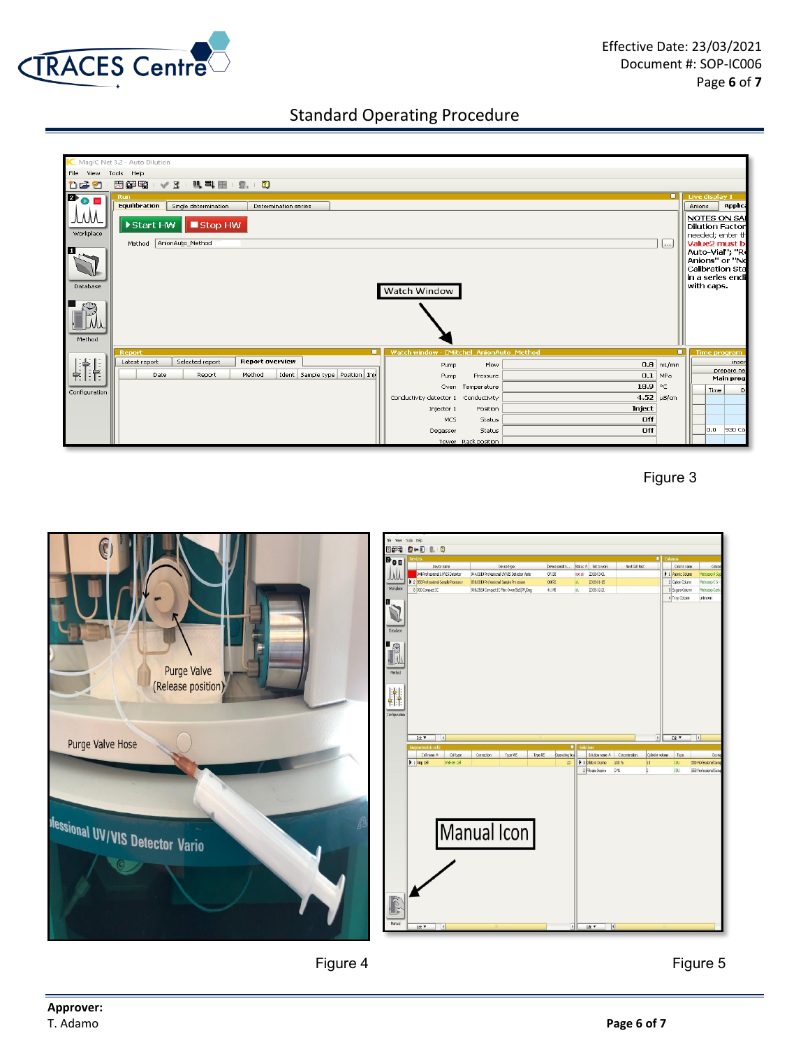Figure 3

Figure 4

Figure 5

**Approver:**
T. Adamo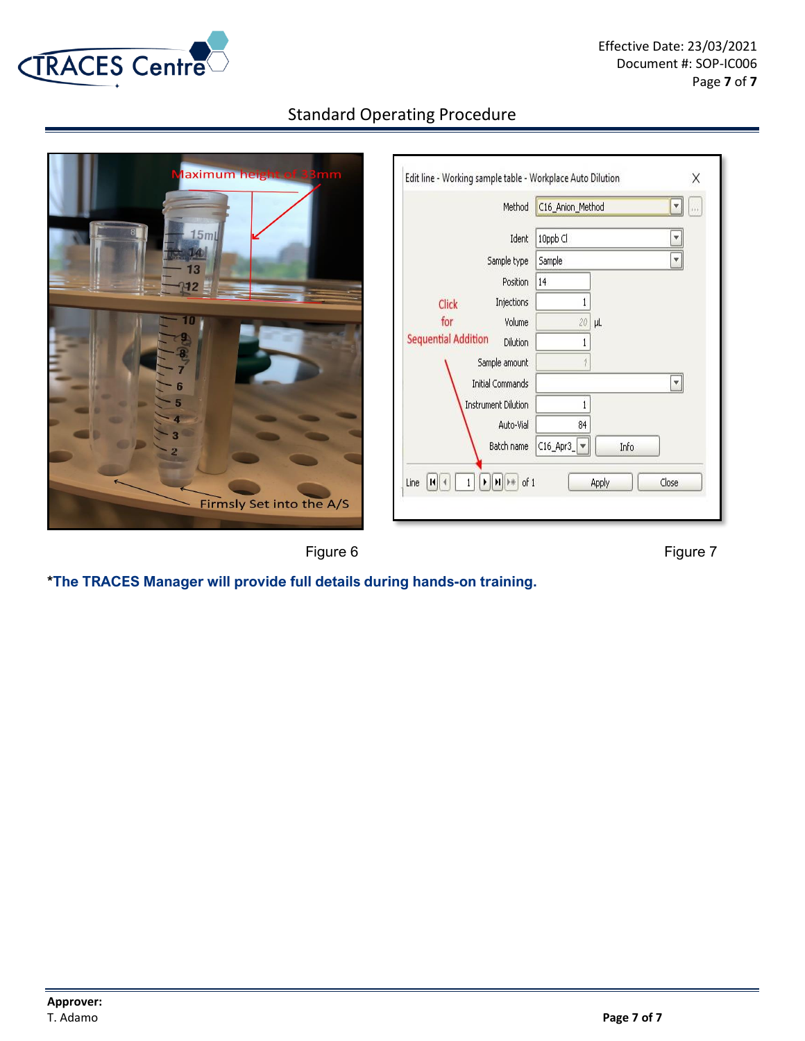Figure 6

Figure 7

**\*The TRACES Manager will provide full details during hands-on training.**

**Approver:**
T. Adamo